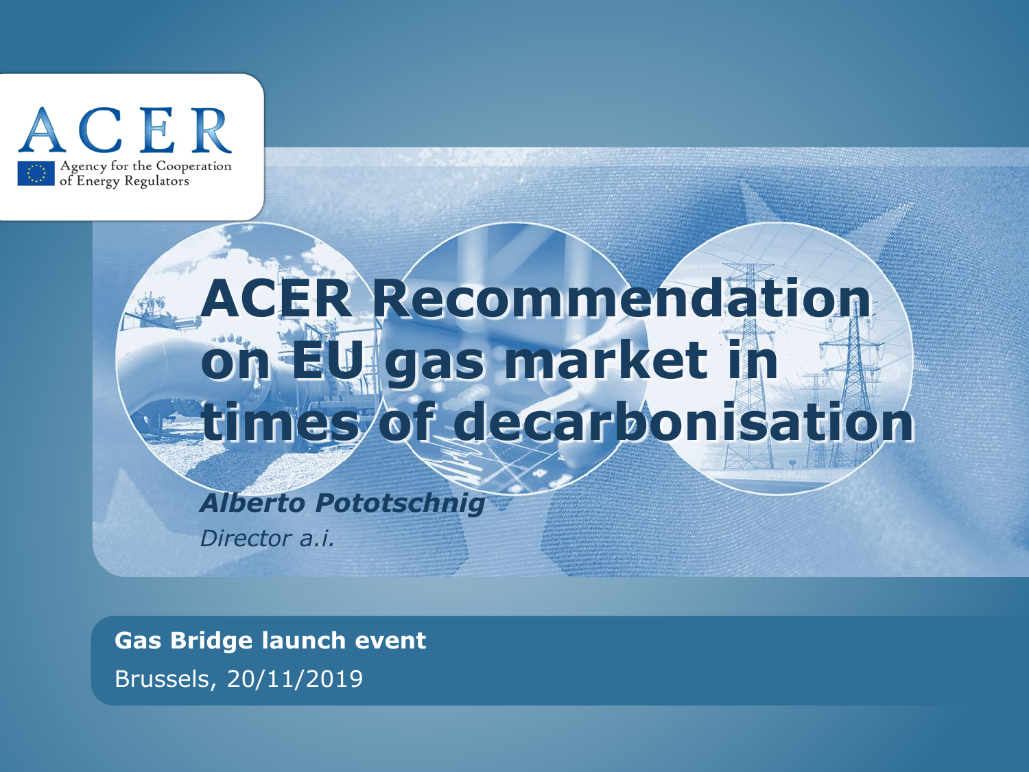ACER

Agency for the Cooperation of Energy Regulators

# ACER Recommendation on EU gas market in times of decarbonisation

***Alberto Pototschnig***

*Director a.i.*

**Gas Bridge launch event**

Brussels, 20/11/2019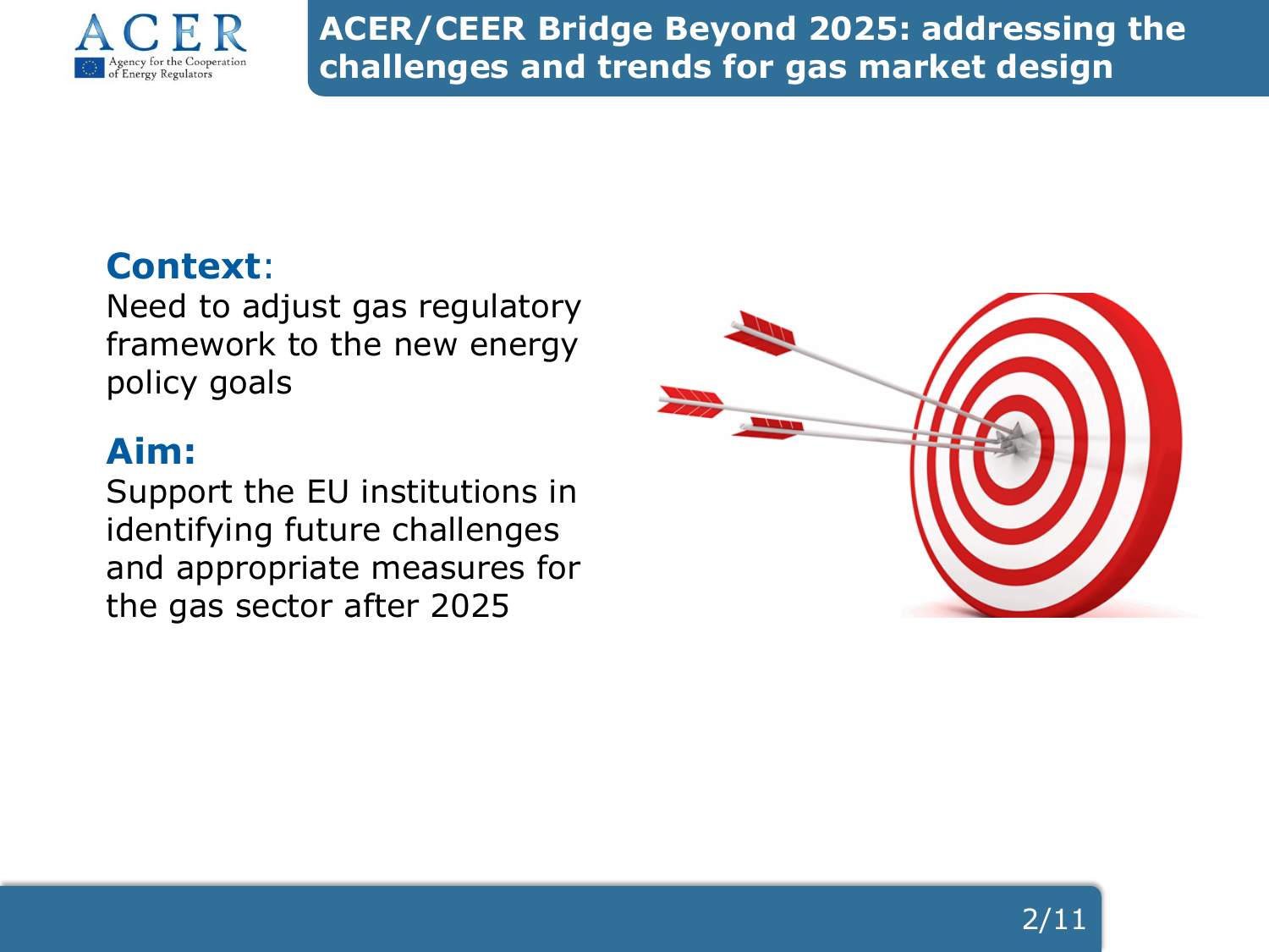**Context**:
Need to adjust gas regulatory framework to the new energy policy goals

**Aim:**
Support the EU institutions in identifying future challenges and appropriate measures for the gas sector after 2025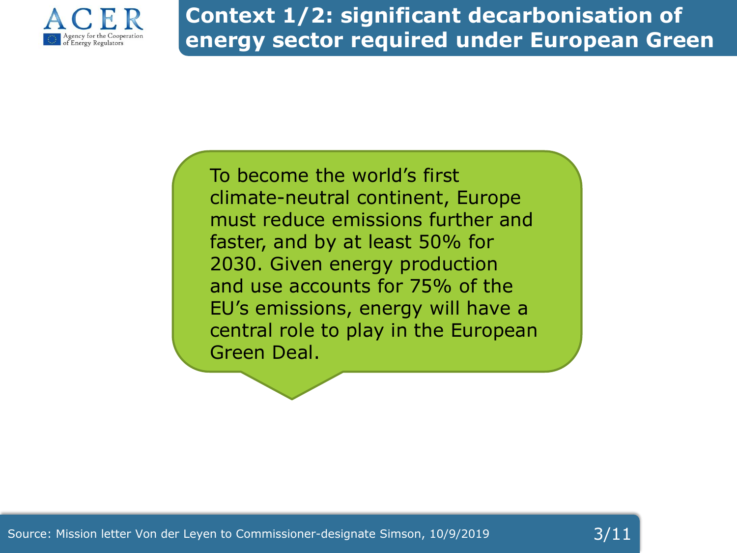# Context 1/2: significant decarbonisation of energy sector required under European Green

To become the world's first climate-neutral continent, Europe must reduce emissions further and faster, and by at least 50% for 2030. Given energy production and use accounts for 75% of the EU's emissions, energy will have a central role to play in the European Green Deal.

Source: Mission letter Von der Leyen to Commissioner-designate Simson, 10/9/2019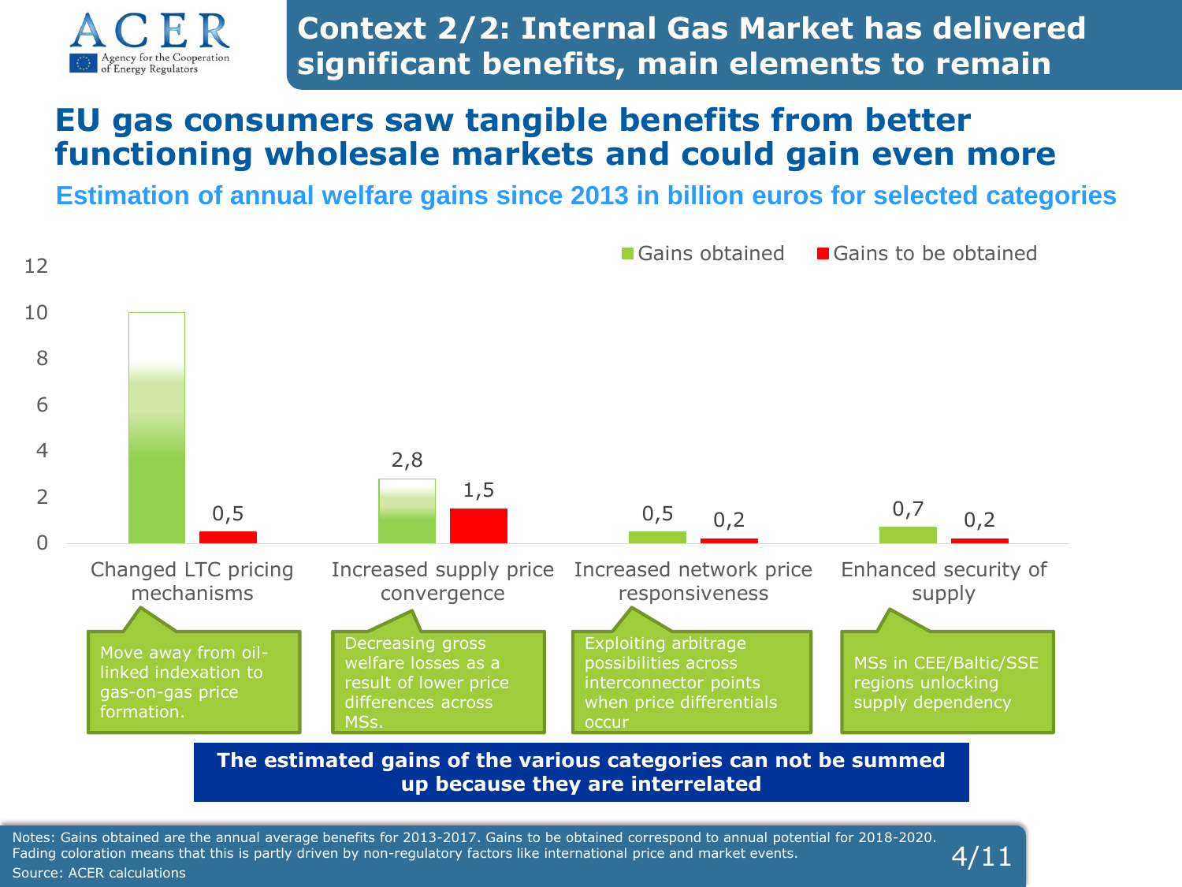# Context 2/2: Internal Gas Market has delivered significant benefits, main elements to remain

## EU gas consumers saw tangible benefits from better functioning wholesale markets and could gain even more

### Estimation of annual welfare gains since 2013 in billion euros for selected categories

| Category | Gains obtained | Gains to be obtained |
|---|---|---|
| Changed LTC pricing mechanisms | 10 | 0,5 |
| Increased supply price convergence | 2,8 | 1,5 |
| Increased network price responsiveness | 0,5 | 0,2 |
| Enhanced security of supply | 0,7 | 0,2 |

- **Changed LTC pricing mechanisms:** Move away from oil-linked indexation to gas-on-gas price formation.
- **Increased supply price convergence:** Decreasing gross welfare losses as a result of lower price differences across MSs.
- **Increased network price responsiveness:** Exploiting arbitrage possibilities across interconnector points when price differentials occur
- **Enhanced security of supply:** MSs in CEE/Baltic/SSE regions unlocking supply dependency

**The estimated gains of the various categories can not be summed up because they are interrelated**

Notes: Gains obtained are the annual average benefits for 2013-2017. Gains to be obtained correspond to annual potential for 2018-2020. Fading coloration means that this is partly driven by non-regulatory factors like international price and market events.

Source: ACER calculations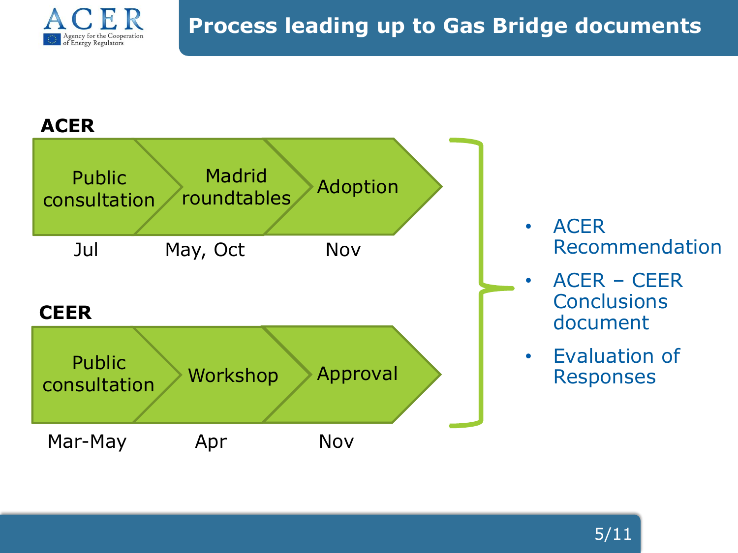# Process leading up to Gas Bridge documents

**ACER**

| Public consultation | Madrid roundtables | Adoption |
| --- | --- | --- |
| Jul | May, Oct | Nov |

**CEER**

| Public consultation | Workshop | Approval |
| --- | --- | --- |
| Mar-May | Apr | Nov |

- ACER Recommendation
- ACER – CEER Conclusions document
- Evaluation of Responses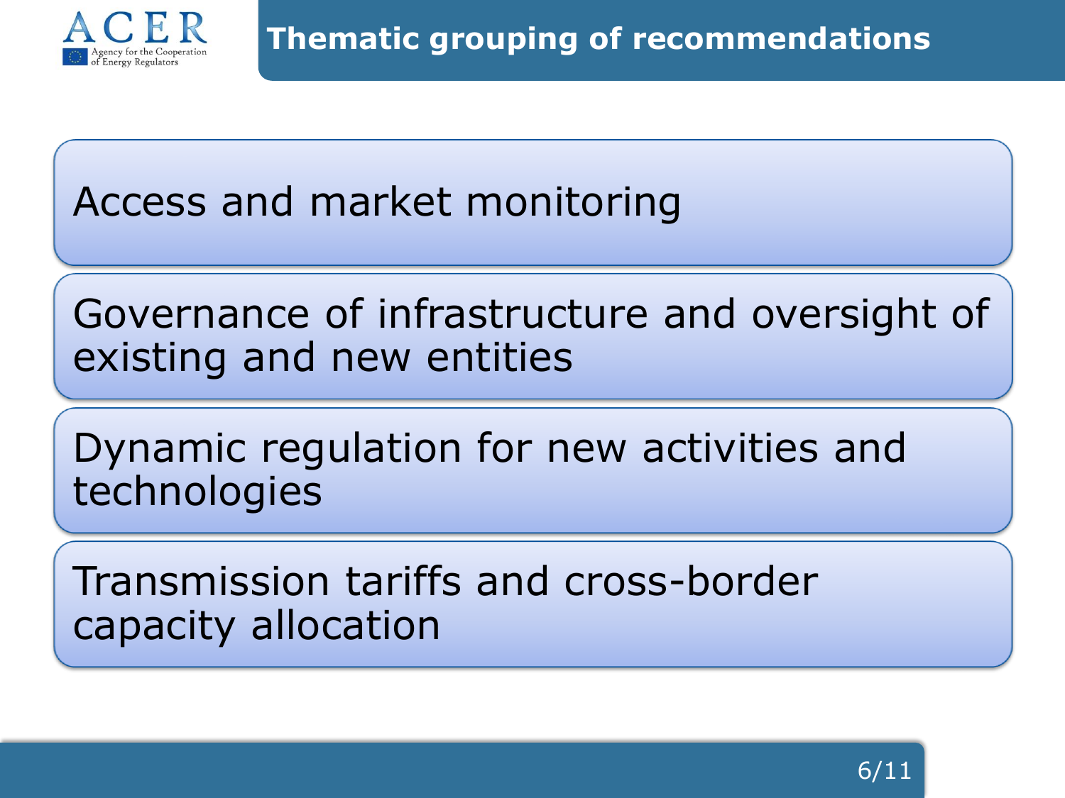# Thematic grouping of recommendations

- Access and market monitoring
- Governance of infrastructure and oversight of existing and new entities
- Dynamic regulation for new activities and technologies
- Transmission tariffs and cross-border capacity allocation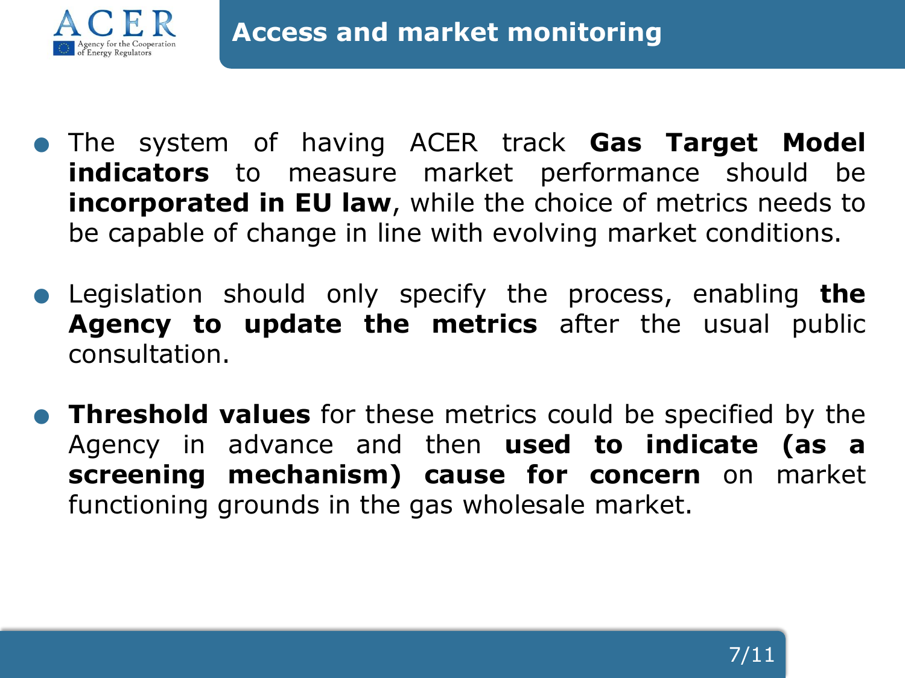# Access and market monitoring

- The system of having ACER track **Gas Target Model indicators** to measure market performance should be **incorporated in EU law**, while the choice of metrics needs to be capable of change in line with evolving market conditions.
- Legislation should only specify the process, enabling **the Agency to update the metrics** after the usual public consultation.
- **Threshold values** for these metrics could be specified by the Agency in advance and then **used to indicate (as a screening mechanism) cause for concern** on market functioning grounds in the gas wholesale market.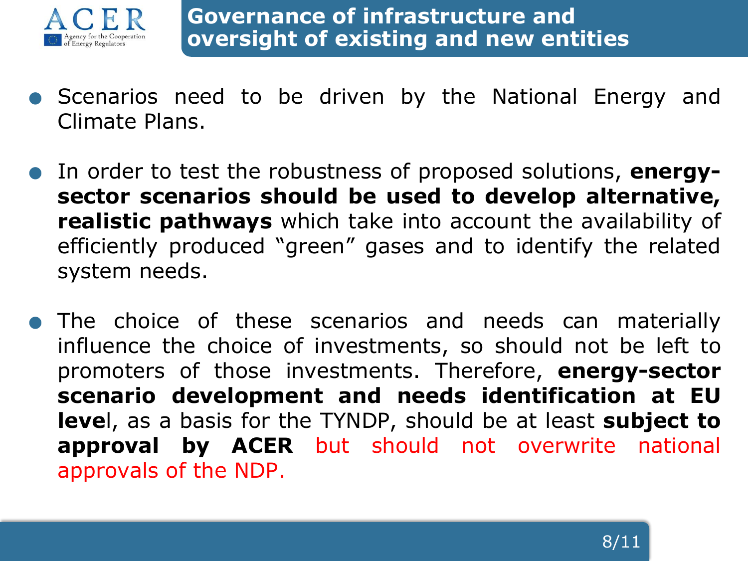# Governance of infrastructure and oversight of existing and new entities

- Scenarios need to be driven by the National Energy and Climate Plans.
- In order to test the robustness of proposed solutions, **energy-sector scenarios should be used to develop alternative, realistic pathways** which take into account the availability of efficiently produced "green" gases and to identify the related system needs.
- The choice of these scenarios and needs can materially influence the choice of investments, so should not be left to promoters of those investments. Therefore, **energy-sector scenario development and needs identification at EU leve**l, as a basis for the TYNDP, should be at least **subject to approval by ACER** but should not overwrite national approvals of the NDP.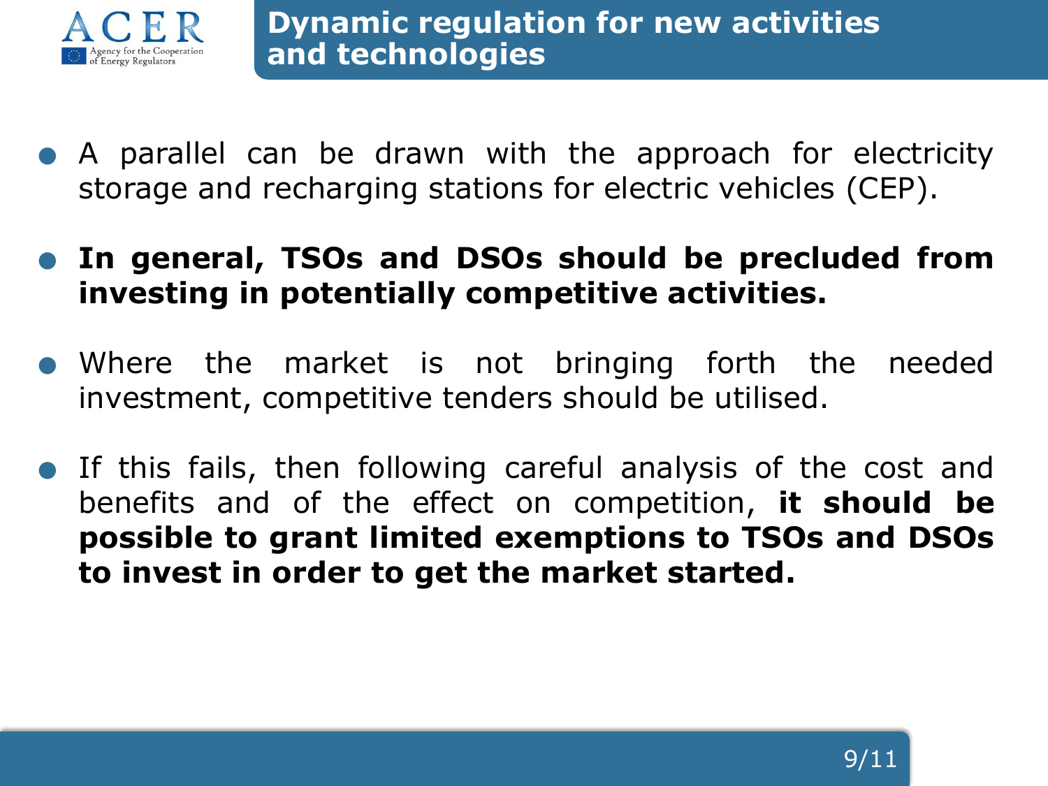# Dynamic regulation for new activities and technologies

- A parallel can be drawn with the approach for electricity storage and recharging stations for electric vehicles (CEP).
- **In general, TSOs and DSOs should be precluded from investing in potentially competitive activities.**
- Where the market is not bringing forth the needed investment, competitive tenders should be utilised.
- If this fails, then following careful analysis of the cost and benefits and of the effect on competition, **it should be possible to grant limited exemptions to TSOs and DSOs to invest in order to get the market started.**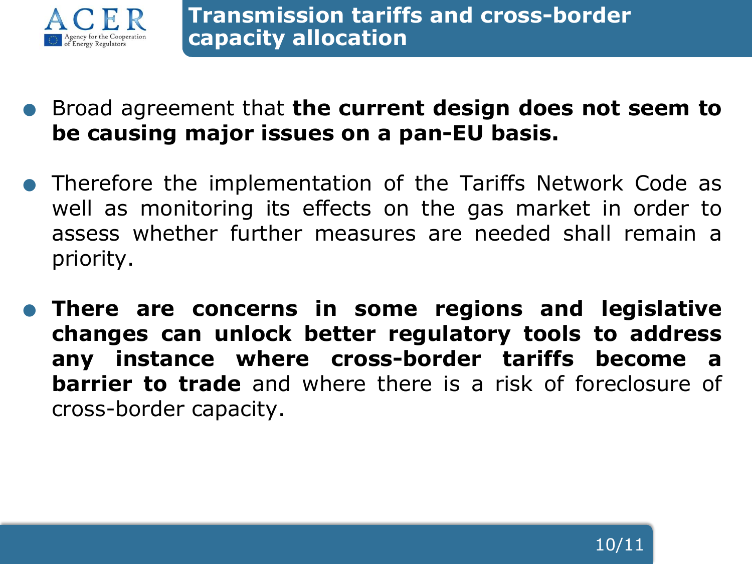## Transmission tariffs and cross-border capacity allocation

- Broad agreement that **the current design does not seem to be causing major issues on a pan-EU basis.**
- Therefore the implementation of the Tariffs Network Code as well as monitoring its effects on the gas market in order to assess whether further measures are needed shall remain a priority.
- **There are concerns in some regions and legislative changes can unlock better regulatory tools to address any instance where cross-border tariffs become a barrier to trade** and where there is a risk of foreclosure of cross-border capacity.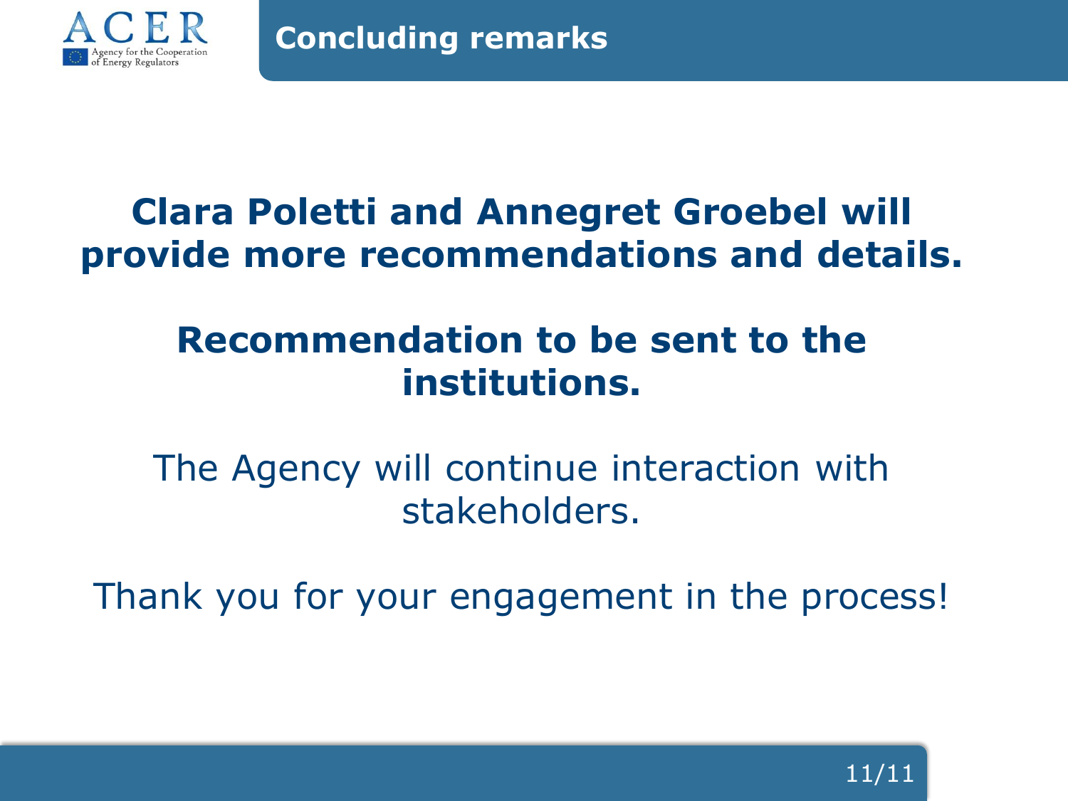# Concluding remarks

**Clara Poletti and Annegret Groebel will provide more recommendations and details.**

**Recommendation to be sent to the institutions.**

The Agency will continue interaction with stakeholders.

Thank you for your engagement in the process!